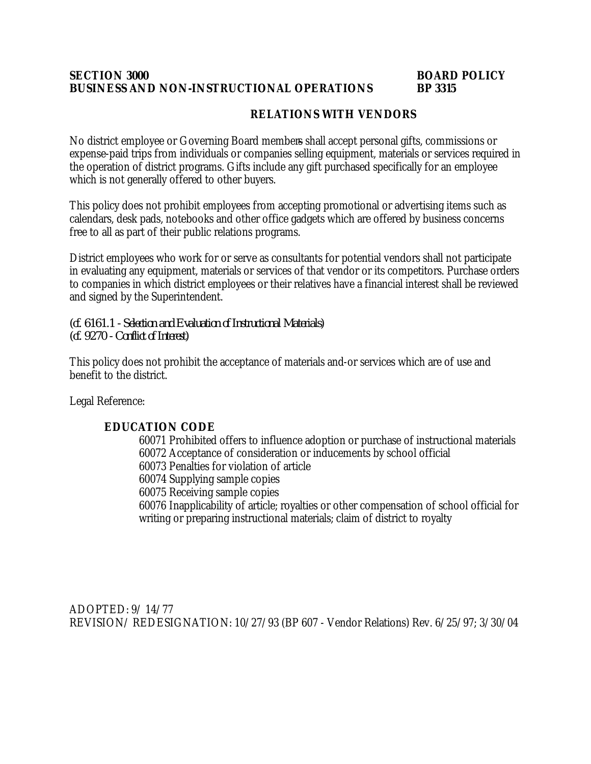**SECTION 3000** **BOARD POLICY**
**BUSINESS AND NON-INSTRUCTIONAL OPERATIONS** **BP 3315**

## RELATIONS WITH VENDORS

No district employee or Governing Board members shall accept personal gifts, commissions or expense-paid trips from individuals or companies selling equipment, materials or services required in the operation of district programs. Gifts include any gift purchased specifically for an employee which is not generally offered to other buyers.

This policy does not prohibit employees from accepting promotional or advertising items such as calendars, desk pads, notebooks and other office gadgets which are offered by business concerns free to all as part of their public relations programs.

District employees who work for or serve as consultants for potential vendors shall not participate in evaluating any equipment, materials or services of that vendor or its competitors. Purchase orders to companies in which district employees or their relatives have a financial interest shall be reviewed and signed by the Superintendent.

*(cf. 6161.1 - Selection and Evaluation of Instructional Materials)*
*(cf. 9270 - Conflict of Interest)*

This policy does not prohibit the acceptance of materials and-or services which are of use and benefit to the district.

Legal Reference:

**EDUCATION CODE**

60071 Prohibited offers to influence adoption or purchase of instructional materials
60072 Acceptance of consideration or inducements by school official
60073 Penalties for violation of article
60074 Supplying sample copies
60075 Receiving sample copies
60076 Inapplicability of article; royalties or other compensation of school official for writing or preparing instructional materials; claim of district to royalty

ADOPTED: 9/14/77
REVISION/REDESIGNATION: 10/27/93 (BP 607 - Vendor Relations) Rev. 6/25/97; 3/30/04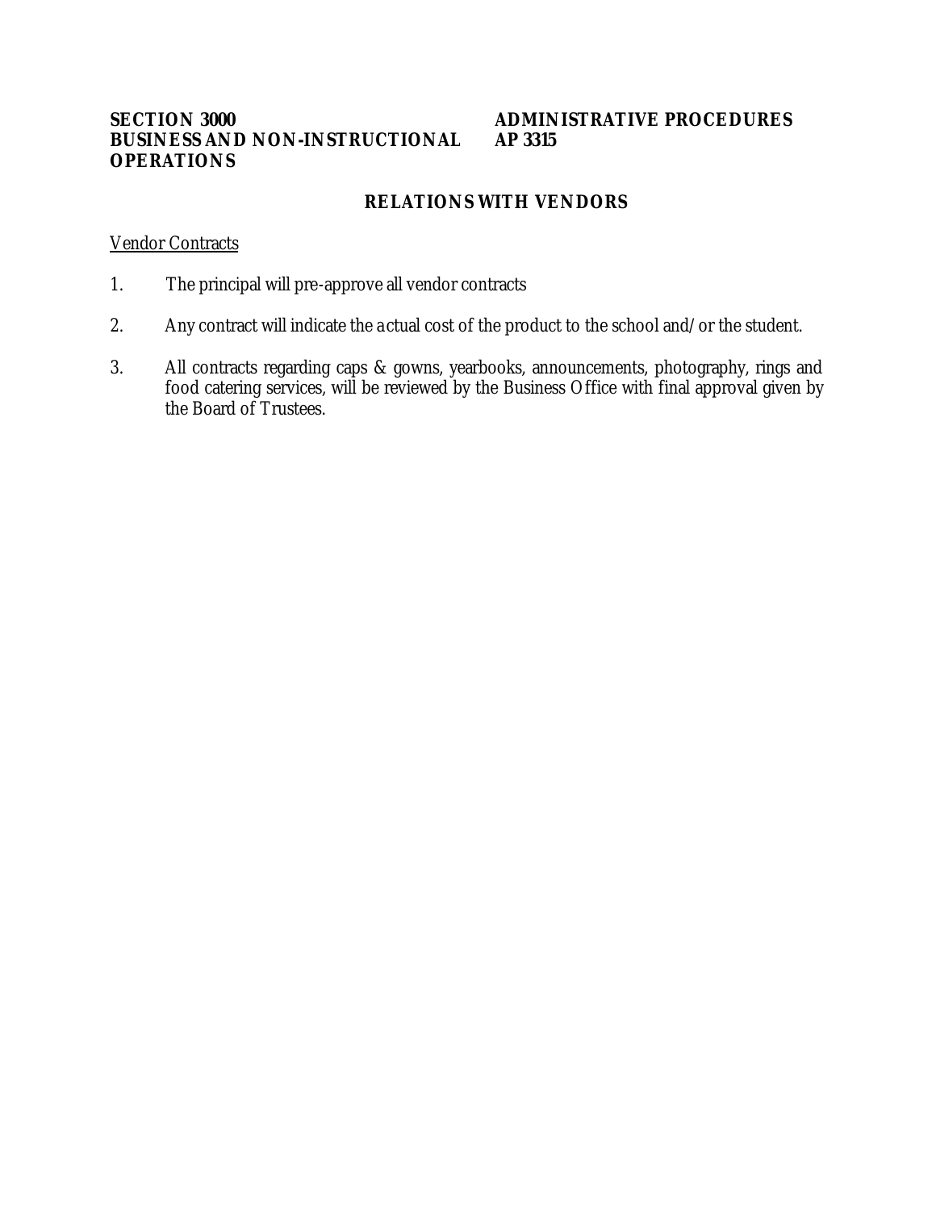**SECTION 3000**
**BUSINESS AND NON-INSTRUCTIONAL OPERATIONS**

**ADMINISTRATIVE PROCEDURES**
**AP 3315**

## RELATIONS WITH VENDORS

<u>Vendor Contracts</u>

1. The principal will pre-approve all vendor contracts

2. Any contract will indicate the actual cost of the product to the school and/or the student.

3. All contracts regarding caps & gowns, yearbooks, announcements, photography, rings and food catering services, will be reviewed by the Business Office with final approval given by the Board of Trustees.